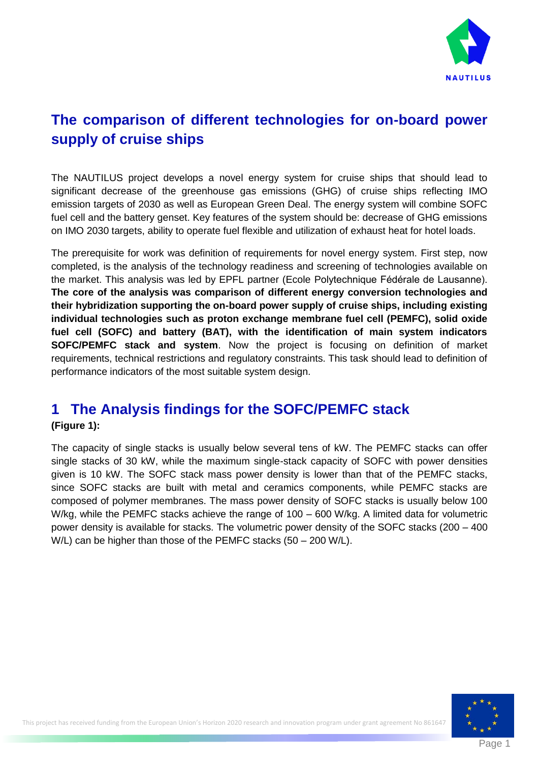# The comparison of different technologies for on-board power supply of cruise ships

The NAUTILUS project develops a novel energy system for cruise ships that should lead to significant decrease of the greenhouse gas emissions (GHG) of cruise ships reflecting IMO emission targets of 2030 as well as European Green Deal. The energy system will combine SOFC fuel cell and the battery genset. Key features of the system should be: decrease of GHG emissions on IMO 2030 targets, ability to operate fuel flexible and utilization of exhaust heat for hotel loads.

The prerequisite for work was definition of requirements for novel energy system. First step, now completed, is the analysis of the technology readiness and screening of technologies available on the market. This analysis was led by EPFL partner (Ecole Polytechnique Fédérale de Lausanne). **The core of the analysis was comparison of different energy conversion technologies and their hybridization supporting the on-board power supply of cruise ships, including existing individual technologies such as proton exchange membrane fuel cell (PEMFC), solid oxide fuel cell (SOFC) and battery (BAT), with the identification of main system indicators SOFC/PEMFC stack and system**. Now the project is focusing on definition of market requirements, technical restrictions and regulatory constraints. This task should lead to definition of performance indicators of the most suitable system design.

## 1 The Analysis findings for the SOFC/PEMFC stack

**(Figure 1):**

The capacity of single stacks is usually below several tens of kW. The PEMFC stacks can offer single stacks of 30 kW, while the maximum single-stack capacity of SOFC with power densities given is 10 kW. The SOFC stack mass power density is lower than that of the PEMFC stacks, since SOFC stacks are built with metal and ceramics components, while PEMFC stacks are composed of polymer membranes. The mass power density of SOFC stacks is usually below 100 W/kg, while the PEMFC stacks achieve the range of 100 – 600 W/kg. A limited data for volumetric power density is available for stacks. The volumetric power density of the SOFC stacks (200 – 400 W/L) can be higher than those of the PEMFC stacks (50 – 200 W/L).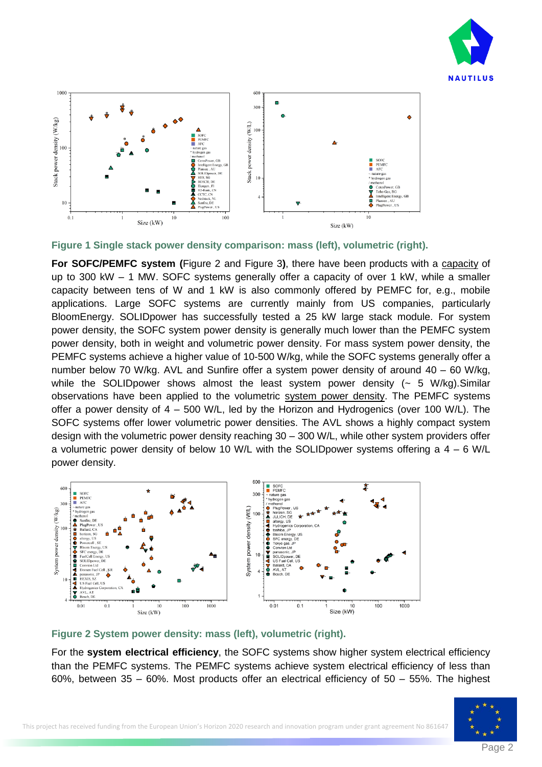**Figure 1 Single stack power density comparison: mass (left), volumetric (right).**

**For SOFC/PEMFC system (**Figure 2 and Figure 3**)**, there have been products with a capacity of up to 300 kW – 1 MW. SOFC systems generally offer a capacity of over 1 kW, while a smaller capacity between tens of W and 1 kW is also commonly offered by PEMFC for, e.g., mobile applications. Large SOFC systems are currently mainly from US companies, particularly BloomEnergy. SOLIDpower has successfully tested a 25 kW large stack module. For system power density, the SOFC system power density is generally much lower than the PEMFC system power density, both in weight and volumetric power density. For mass system power density, the PEMFC systems achieve a higher value of 10-500 W/kg, while the SOFC systems generally offer a number below 70 W/kg. AVL and Sunfire offer a system power density of around 40 – 60 W/kg, while the SOLIDpower shows almost the least system power density (~ 5 W/kg).Similar observations have been applied to the volumetric system power density. The PEMFC systems offer a power density of 4 – 500 W/L, led by the Horizon and Hydrogenics (over 100 W/L). The SOFC systems offer lower volumetric power densities. The AVL shows a highly compact system design with the volumetric power density reaching 30 – 300 W/L, while other system providers offer a volumetric power density of below 10 W/L with the SOLIDpower systems offering a 4 – 6 W/L power density.

**Figure 2 System power density: mass (left), volumetric (right).**

For the **system electrical efficiency**, the SOFC systems show higher system electrical efficiency than the PEMFC systems. The PEMFC systems achieve system electrical efficiency of less than 60%, between 35 – 60%. Most products offer an electrical efficiency of 50 – 55%. The highest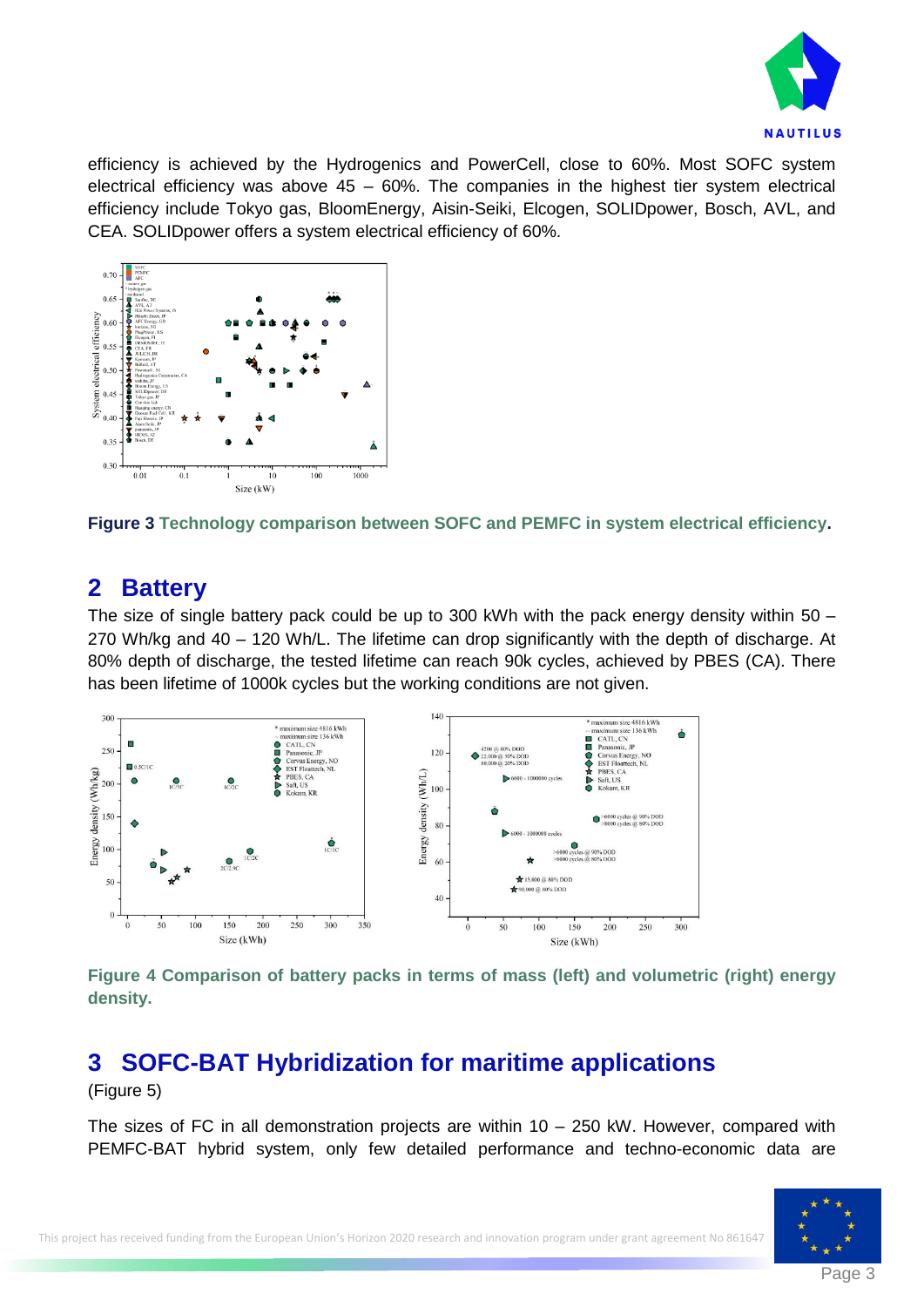efficiency is achieved by the Hydrogenics and PowerCell, close to 60%. Most SOFC system electrical efficiency was above 45 – 60%. The companies in the highest tier system electrical efficiency include Tokyo gas, BloomEnergy, Aisin-Seiki, Elcogen, SOLIDpower, Bosch, AVL, and CEA. SOLIDpower offers a system electrical efficiency of 60%.

**Figure 3 Technology comparison between SOFC and PEMFC in system electrical efficiency.**

## 2 Battery

The size of single battery pack could be up to 300 kWh with the pack energy density within 50 – 270 Wh/kg and 40 – 120 Wh/L. The lifetime can drop significantly with the depth of discharge. At 80% depth of discharge, the tested lifetime can reach 90k cycles, achieved by PBES (CA). There has been lifetime of 1000k cycles but the working conditions are not given.

**Figure 4 Comparison of battery packs in terms of mass (left) and volumetric (right) energy density.**

## 3 SOFC-BAT Hybridization for maritime applications

(Figure 5)

The sizes of FC in all demonstration projects are within 10 – 250 kW. However, compared with PEMFC-BAT hybrid system, only few detailed performance and techno-economic data are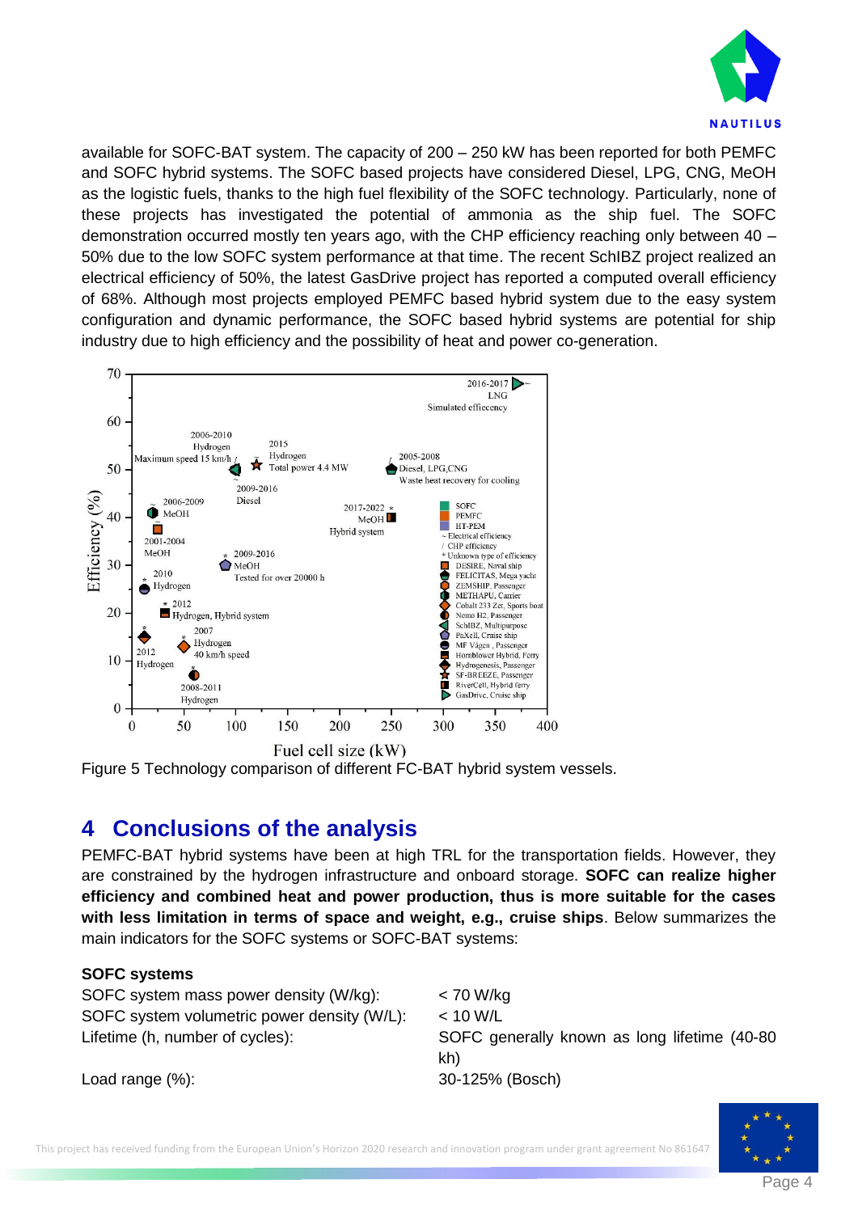available for SOFC-BAT system. The capacity of 200 – 250 kW has been reported for both PEMFC and SOFC hybrid systems. The SOFC based projects have considered Diesel, LPG, CNG, MeOH as the logistic fuels, thanks to the high fuel flexibility of the SOFC technology. Particularly, none of these projects has investigated the potential of ammonia as the ship fuel. The SOFC demonstration occurred mostly ten years ago, with the CHP efficiency reaching only between 40 – 50% due to the low SOFC system performance at that time. The recent SchIBZ project realized an electrical efficiency of 50%, the latest GasDrive project has reported a computed overall efficiency of 68%. Although most projects employed PEMFC based hybrid system due to the easy system configuration and dynamic performance, the SOFC based hybrid systems are potential for ship industry due to high efficiency and the possibility of heat and power co-generation.

Figure 5 Technology comparison of different FC-BAT hybrid system vessels.

## 4 Conclusions of the analysis

PEMFC-BAT hybrid systems have been at high TRL for the transportation fields. However, they are constrained by the hydrogen infrastructure and onboard storage. **SOFC can realize higher efficiency and combined heat and power production, thus is more suitable for the cases with less limitation in terms of space and weight, e.g., cruise ships**. Below summarizes the main indicators for the SOFC systems or SOFC-BAT systems:

**SOFC systems**

| | |
|---|---|
| SOFC system mass power density (W/kg): | < 70 W/kg |
| SOFC system volumetric power density (W/L): | < 10 W/L |
| Lifetime (h, number of cycles): | SOFC generally known as long lifetime (40-80 kh) |
| Load range (%): | 30-125% (Bosch) |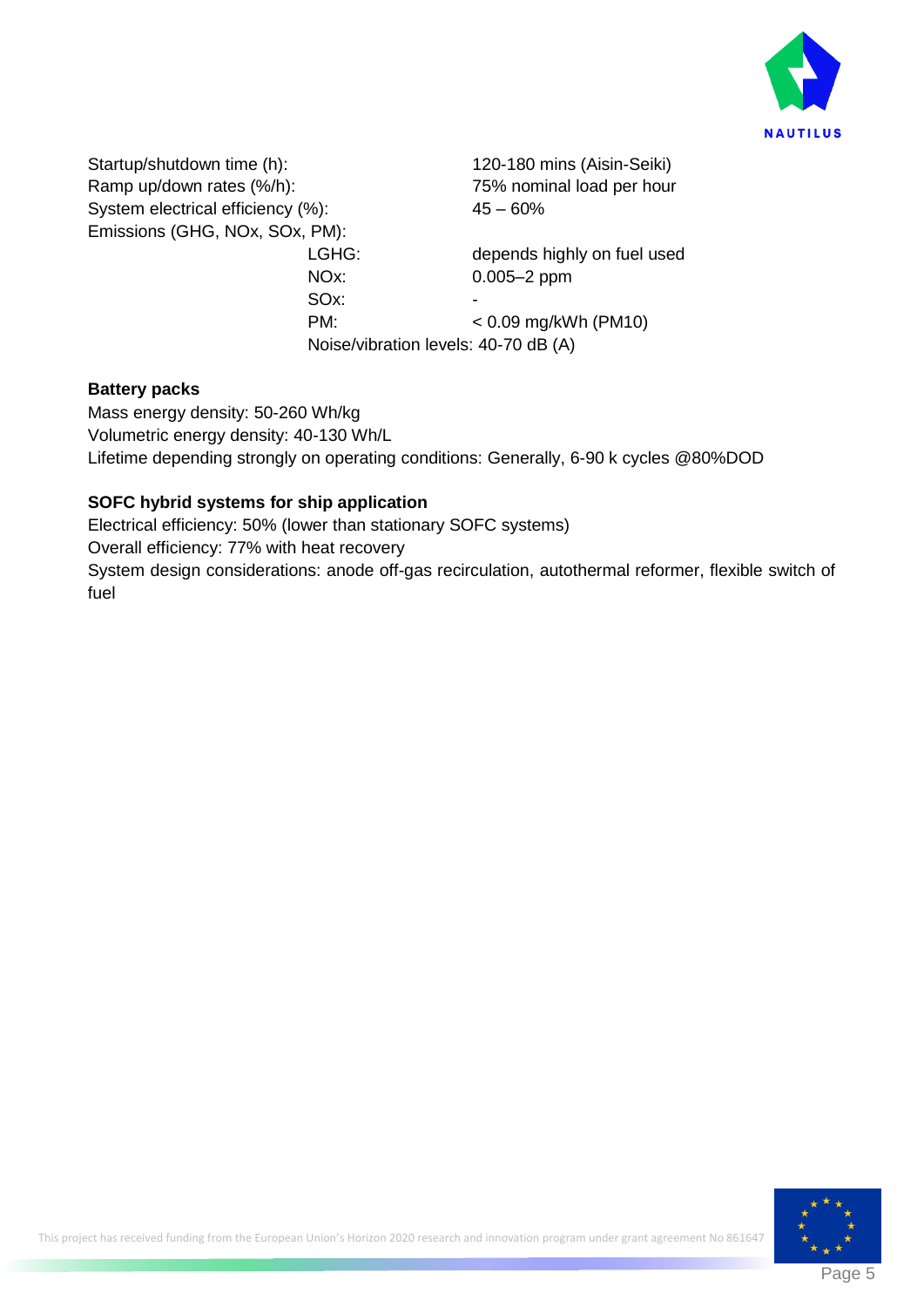Startup/shutdown time (h): 120-180 mins (Aisin-Seiki)
Ramp up/down rates (%/h): 75% nominal load per hour
System electrical efficiency (%): 45 – 60%
Emissions (GHG, NOx, SOx, PM):

| | |
|---|---|
| LGHG: | depends highly on fuel used |
| NOx: | 0.005–2 ppm |
| SOx: | - |
| PM: | < 0.09 mg/kWh (PM10) |

Noise/vibration levels: 40-70 dB (A)

**Battery packs**

Mass energy density: 50-260 Wh/kg
Volumetric energy density: 40-130 Wh/L
Lifetime depending strongly on operating conditions: Generally, 6-90 k cycles @80%DOD

**SOFC hybrid systems for ship application**

Electrical efficiency: 50% (lower than stationary SOFC systems)
Overall efficiency: 77% with heat recovery
System design considerations: anode off-gas recirculation, autothermal reformer, flexible switch of fuel